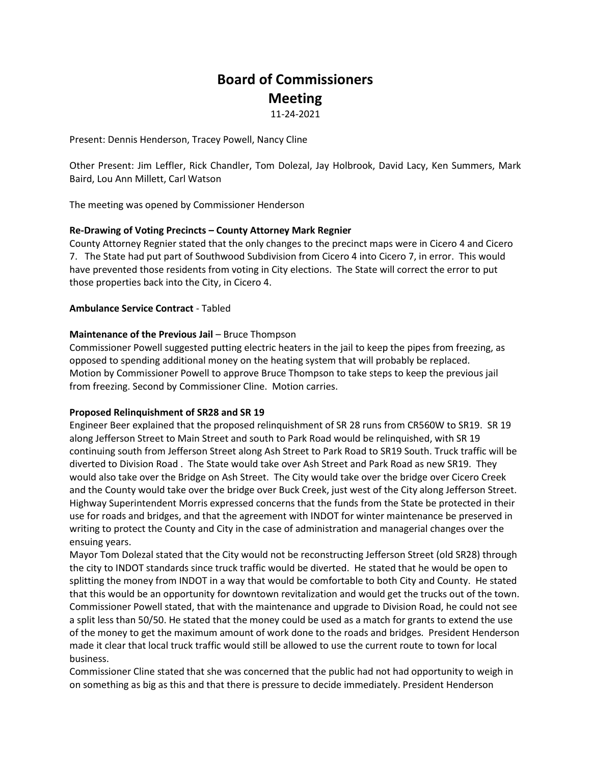# Board of Commissioners Meeting

11-24-2021

Present: Dennis Henderson, Tracey Powell, Nancy Cline

Other Present: Jim Leffler, Rick Chandler, Tom Dolezal, Jay Holbrook, David Lacy, Ken Summers, Mark Baird, Lou Ann Millett, Carl Watson

The meeting was opened by Commissioner Henderson

**Re-Drawing of Voting Precincts – County Attorney Mark Regnier**

County Attorney Regnier stated that the only changes to the precinct maps were in Cicero 4 and Cicero 7. The State had put part of Southwood Subdivision from Cicero 4 into Cicero 7, in error. This would have prevented those residents from voting in City elections. The State will correct the error to put those properties back into the City, in Cicero 4.

**Ambulance Service Contract** - Tabled

**Maintenance of the Previous Jail** – Bruce Thompson

Commissioner Powell suggested putting electric heaters in the jail to keep the pipes from freezing, as opposed to spending additional money on the heating system that will probably be replaced. Motion by Commissioner Powell to approve Bruce Thompson to take steps to keep the previous jail from freezing. Second by Commissioner Cline. Motion carries.

**Proposed Relinquishment of SR28 and SR 19**

Engineer Beer explained that the proposed relinquishment of SR 28 runs from CR560W to SR19. SR 19 along Jefferson Street to Main Street and south to Park Road would be relinquished, with SR 19 continuing south from Jefferson Street along Ash Street to Park Road to SR19 South. Truck traffic will be diverted to Division Road . The State would take over Ash Street and Park Road as new SR19. They would also take over the Bridge on Ash Street. The City would take over the bridge over Cicero Creek and the County would take over the bridge over Buck Creek, just west of the City along Jefferson Street. Highway Superintendent Morris expressed concerns that the funds from the State be protected in their use for roads and bridges, and that the agreement with INDOT for winter maintenance be preserved in writing to protect the County and City in the case of administration and managerial changes over the ensuing years.

Mayor Tom Dolezal stated that the City would not be reconstructing Jefferson Street (old SR28) through the city to INDOT standards since truck traffic would be diverted. He stated that he would be open to splitting the money from INDOT in a way that would be comfortable to both City and County. He stated that this would be an opportunity for downtown revitalization and would get the trucks out of the town. Commissioner Powell stated, that with the maintenance and upgrade to Division Road, he could not see a split less than 50/50. He stated that the money could be used as a match for grants to extend the use of the money to get the maximum amount of work done to the roads and bridges. President Henderson made it clear that local truck traffic would still be allowed to use the current route to town for local business.

Commissioner Cline stated that she was concerned that the public had not had opportunity to weigh in on something as big as this and that there is pressure to decide immediately. President Henderson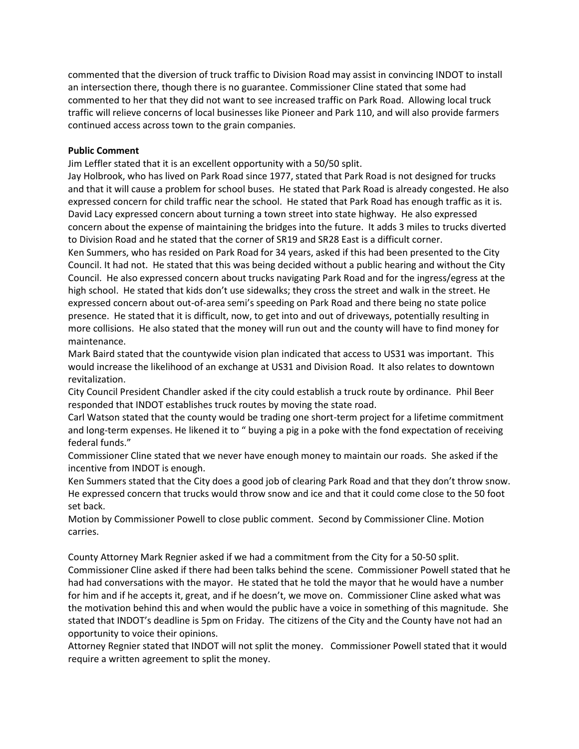commented that the diversion of truck traffic to Division Road may assist in convincing INDOT to install an intersection there, though there is no guarantee. Commissioner Cline stated that some had commented to her that they did not want to see increased traffic on Park Road. Allowing local truck traffic will relieve concerns of local businesses like Pioneer and Park 110, and will also provide farmers continued access across town to the grain companies.

**Public Comment**

Jim Leffler stated that it is an excellent opportunity with a 50/50 split.

Jay Holbrook, who has lived on Park Road since 1977, stated that Park Road is not designed for trucks and that it will cause a problem for school buses. He stated that Park Road is already congested. He also expressed concern for child traffic near the school. He stated that Park Road has enough traffic as it is.

David Lacy expressed concern about turning a town street into state highway. He also expressed concern about the expense of maintaining the bridges into the future. It adds 3 miles to trucks diverted to Division Road and he stated that the corner of SR19 and SR28 East is a difficult corner.

Ken Summers, who has resided on Park Road for 34 years, asked if this had been presented to the City Council. It had not. He stated that this was being decided without a public hearing and without the City Council. He also expressed concern about trucks navigating Park Road and for the ingress/egress at the high school. He stated that kids don't use sidewalks; they cross the street and walk in the street. He expressed concern about out-of-area semi's speeding on Park Road and there being no state police presence. He stated that it is difficult, now, to get into and out of driveways, potentially resulting in more collisions. He also stated that the money will run out and the county will have to find money for maintenance.

Mark Baird stated that the countywide vision plan indicated that access to US31 was important. This would increase the likelihood of an exchange at US31 and Division Road. It also relates to downtown revitalization.

City Council President Chandler asked if the city could establish a truck route by ordinance. Phil Beer responded that INDOT establishes truck routes by moving the state road.

Carl Watson stated that the county would be trading one short-term project for a lifetime commitment and long-term expenses. He likened it to " buying a pig in a poke with the fond expectation of receiving federal funds."

Commissioner Cline stated that we never have enough money to maintain our roads. She asked if the incentive from INDOT is enough.

Ken Summers stated that the City does a good job of clearing Park Road and that they don't throw snow. He expressed concern that trucks would throw snow and ice and that it could come close to the 50 foot set back.

Motion by Commissioner Powell to close public comment. Second by Commissioner Cline. Motion carries.

County Attorney Mark Regnier asked if we had a commitment from the City for a 50-50 split.

Commissioner Cline asked if there had been talks behind the scene. Commissioner Powell stated that he had had conversations with the mayor. He stated that he told the mayor that he would have a number for him and if he accepts it, great, and if he doesn't, we move on. Commissioner Cline asked what was the motivation behind this and when would the public have a voice in something of this magnitude. She stated that INDOT's deadline is 5pm on Friday. The citizens of the City and the County have not had an opportunity to voice their opinions.

Attorney Regnier stated that INDOT will not split the money. Commissioner Powell stated that it would require a written agreement to split the money.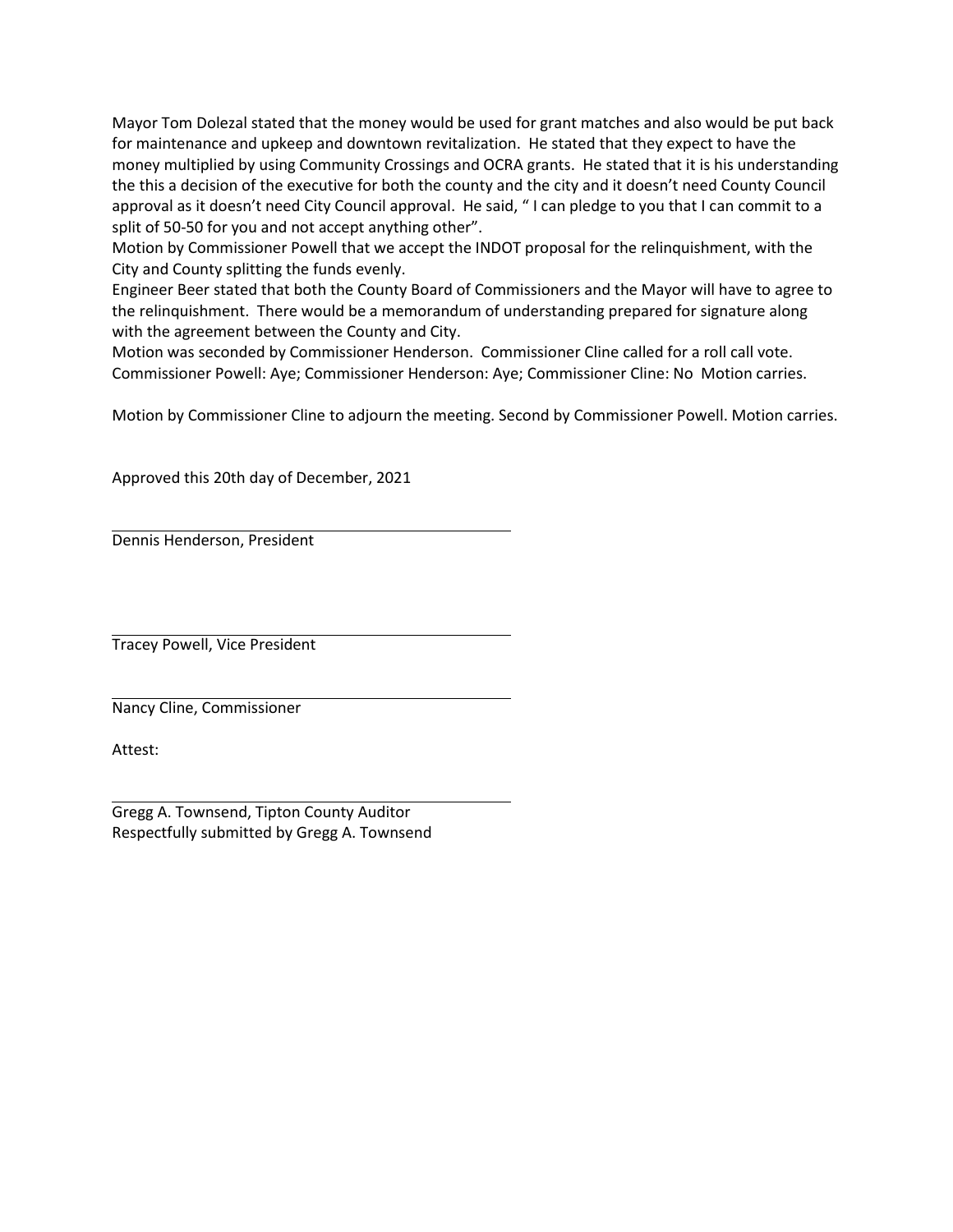Mayor Tom Dolezal stated that the money would be used for grant matches and also would be put back for maintenance and upkeep and downtown revitalization. He stated that they expect to have the money multiplied by using Community Crossings and OCRA grants. He stated that it is his understanding the this a decision of the executive for both the county and the city and it doesn't need County Council approval as it doesn't need City Council approval. He said, " I can pledge to you that I can commit to a split of 50-50 for you and not accept anything other".

Motion by Commissioner Powell that we accept the INDOT proposal for the relinquishment, with the City and County splitting the funds evenly.

Engineer Beer stated that both the County Board of Commissioners and the Mayor will have to agree to the relinquishment. There would be a memorandum of understanding prepared for signature along with the agreement between the County and City.

Motion was seconded by Commissioner Henderson. Commissioner Cline called for a roll call vote. Commissioner Powell: Aye; Commissioner Henderson: Aye; Commissioner Cline: No Motion carries.

Motion by Commissioner Cline to adjourn the meeting. Second by Commissioner Powell. Motion carries.

Approved this 20th day of December, 2021

\_\_\_\_\_\_\_\_\_\_\_\_\_\_\_\_\_\_\_\_\_\_\_\_\_\_\_\_\_\_\_\_\_\_\_\_\_\_\_\_\_\_\_\_\_\_
Dennis Henderson, President

\_\_\_\_\_\_\_\_\_\_\_\_\_\_\_\_\_\_\_\_\_\_\_\_\_\_\_\_\_\_\_\_\_\_\_\_\_\_\_\_\_\_\_\_\_\_
Tracey Powell, Vice President

\_\_\_\_\_\_\_\_\_\_\_\_\_\_\_\_\_\_\_\_\_\_\_\_\_\_\_\_\_\_\_\_\_\_\_\_\_\_\_\_\_\_\_\_\_\_
Nancy Cline, Commissioner

Attest:

\_\_\_\_\_\_\_\_\_\_\_\_\_\_\_\_\_\_\_\_\_\_\_\_\_\_\_\_\_\_\_\_\_\_\_\_\_\_\_\_\_\_\_\_\_\_
Gregg A. Townsend, Tipton County Auditor
Respectfully submitted by Gregg A. Townsend